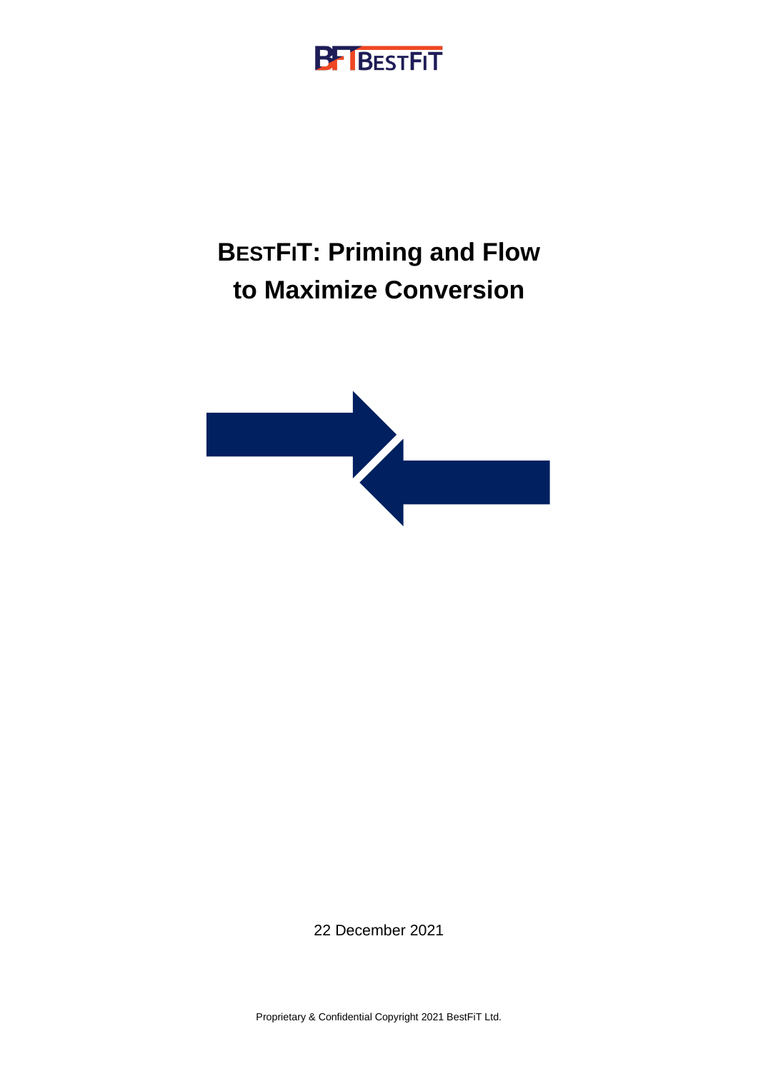# BESTFIT: Priming and Flow to Maximize Conversion

22 December 2021

Proprietary & Confidential Copyright 2021 BestFiT Ltd.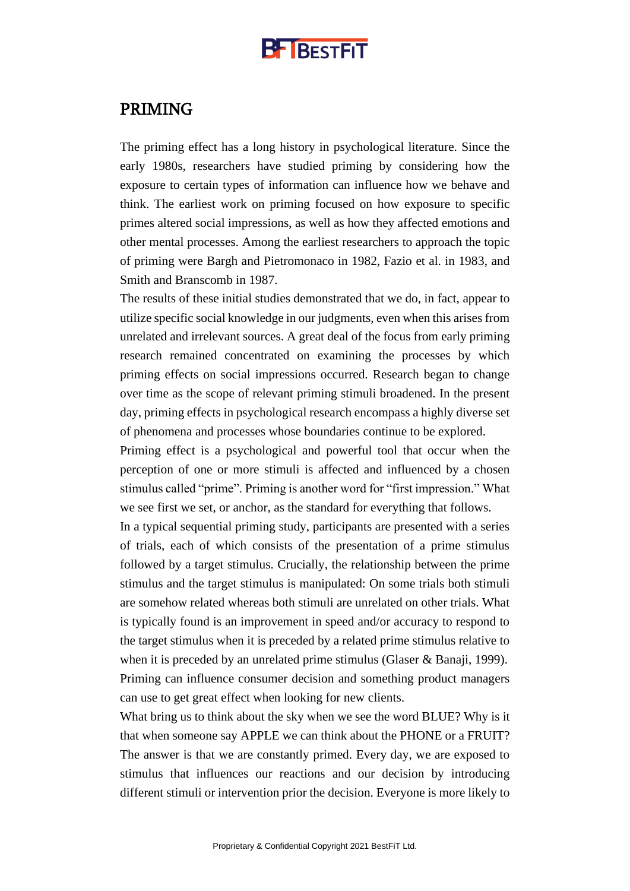# PRIMING

The priming effect has a long history in psychological literature. Since the early 1980s, researchers have studied priming by considering how the exposure to certain types of information can influence how we behave and think. The earliest work on priming focused on how exposure to specific primes altered social impressions, as well as how they affected emotions and other mental processes. Among the earliest researchers to approach the topic of priming were Bargh and Pietromonaco in 1982, Fazio et al. in 1983, and Smith and Branscomb in 1987.

The results of these initial studies demonstrated that we do, in fact, appear to utilize specific social knowledge in our judgments, even when this arises from unrelated and irrelevant sources. A great deal of the focus from early priming research remained concentrated on examining the processes by which priming effects on social impressions occurred. Research began to change over time as the scope of relevant priming stimuli broadened. In the present day, priming effects in psychological research encompass a highly diverse set of phenomena and processes whose boundaries continue to be explored.

Priming effect is a psychological and powerful tool that occur when the perception of one or more stimuli is affected and influenced by a chosen stimulus called "prime". Priming is another word for "first impression." What we see first we set, or anchor, as the standard for everything that follows.

In a typical sequential priming study, participants are presented with a series of trials, each of which consists of the presentation of a prime stimulus followed by a target stimulus. Crucially, the relationship between the prime stimulus and the target stimulus is manipulated: On some trials both stimuli are somehow related whereas both stimuli are unrelated on other trials. What is typically found is an improvement in speed and/or accuracy to respond to the target stimulus when it is preceded by a related prime stimulus relative to when it is preceded by an unrelated prime stimulus (Glaser & Banaji, 1999).

Priming can influence consumer decision and something product managers can use to get great effect when looking for new clients.

What bring us to think about the sky when we see the word BLUE? Why is it that when someone say APPLE we can think about the PHONE or a FRUIT? The answer is that we are constantly primed. Every day, we are exposed to stimulus that influences our reactions and our decision by introducing different stimuli or intervention prior the decision. Everyone is more likely to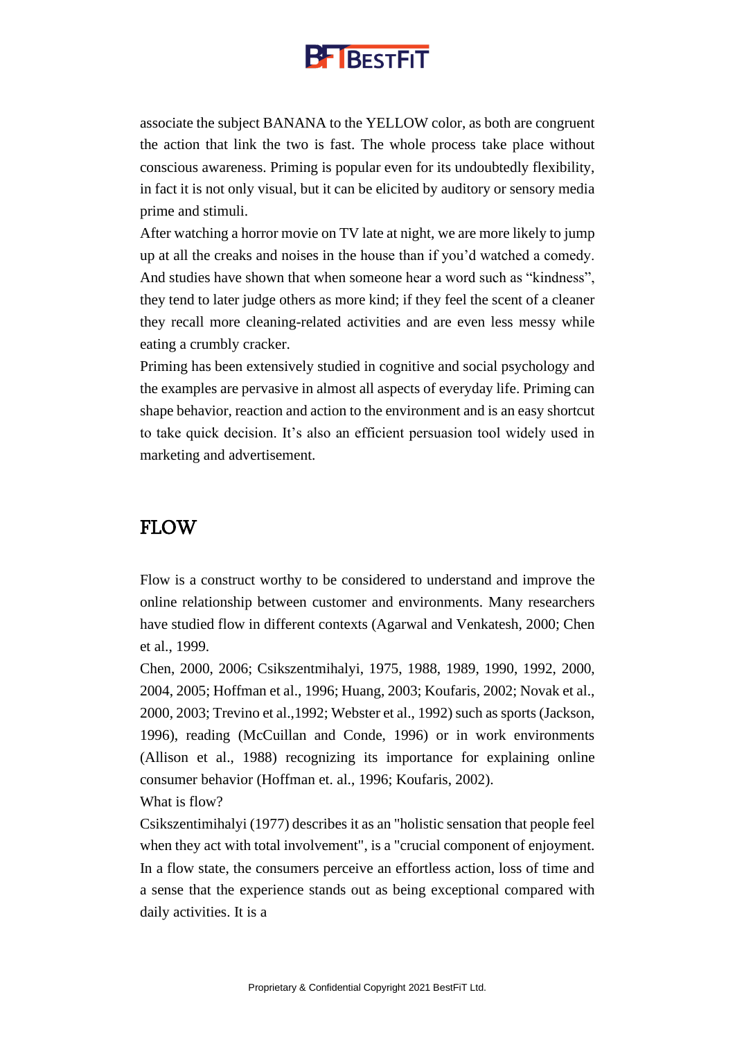associate the subject BANANA to the YELLOW color, as both are congruent the action that link the two is fast. The whole process take place without conscious awareness. Priming is popular even for its undoubtedly flexibility, in fact it is not only visual, but it can be elicited by auditory or sensory media prime and stimuli.

After watching a horror movie on TV late at night, we are more likely to jump up at all the creaks and noises in the house than if you'd watched a comedy. And studies have shown that when someone hear a word such as "kindness", they tend to later judge others as more kind; if they feel the scent of a cleaner they recall more cleaning-related activities and are even less messy while eating a crumbly cracker.

Priming has been extensively studied in cognitive and social psychology and the examples are pervasive in almost all aspects of everyday life. Priming can shape behavior, reaction and action to the environment and is an easy shortcut to take quick decision. It's also an efficient persuasion tool widely used in marketing and advertisement.

## FLOW

Flow is a construct worthy to be considered to understand and improve the online relationship between customer and environments. Many researchers have studied flow in different contexts (Agarwal and Venkatesh, 2000; Chen et al., 1999.

Chen, 2000, 2006; Csikszentmihalyi, 1975, 1988, 1989, 1990, 1992, 2000, 2004, 2005; Hoffman et al., 1996; Huang, 2003; Koufaris, 2002; Novak et al., 2000, 2003; Trevino et al.,1992; Webster et al., 1992) such as sports (Jackson, 1996), reading (McCuillan and Conde, 1996) or in work environments (Allison et al., 1988) recognizing its importance for explaining online consumer behavior (Hoffman et. al., 1996; Koufaris, 2002).

What is flow?

Csikszentimihalyi (1977) describes it as an "holistic sensation that people feel when they act with total involvement", is a "crucial component of enjoyment. In a flow state, the consumers perceive an effortless action, loss of time and a sense that the experience stands out as being exceptional compared with daily activities. It is a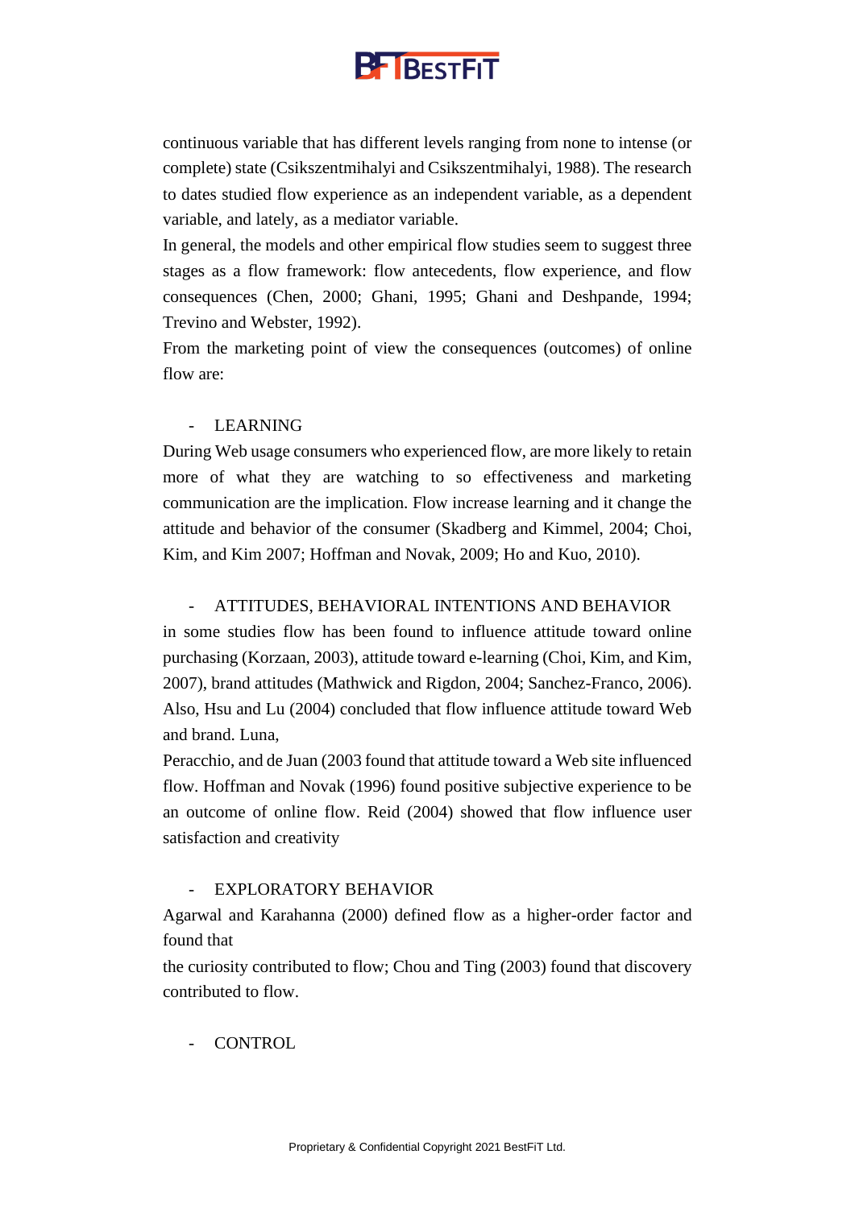continuous variable that has different levels ranging from none to intense (or complete) state (Csikszentmihalyi and Csikszentmihalyi, 1988). The research to dates studied flow experience as an independent variable, as a dependent variable, and lately, as a mediator variable.

In general, the models and other empirical flow studies seem to suggest three stages as a flow framework: flow antecedents, flow experience, and flow consequences (Chen, 2000; Ghani, 1995; Ghani and Deshpande, 1994; Trevino and Webster, 1992).

From the marketing point of view the consequences (outcomes) of online flow are:

- LEARNING

During Web usage consumers who experienced flow, are more likely to retain more of what they are watching to so effectiveness and marketing communication are the implication. Flow increase learning and it change the attitude and behavior of the consumer (Skadberg and Kimmel, 2004; Choi, Kim, and Kim 2007; Hoffman and Novak, 2009; Ho and Kuo, 2010).

- ATTITUDES, BEHAVIORAL INTENTIONS AND BEHAVIOR

in some studies flow has been found to influence attitude toward online purchasing (Korzaan, 2003), attitude toward e-learning (Choi, Kim, and Kim, 2007), brand attitudes (Mathwick and Rigdon, 2004; Sanchez-Franco, 2006). Also, Hsu and Lu (2004) concluded that flow influence attitude toward Web and brand. Luna,

Peracchio, and de Juan (2003 found that attitude toward a Web site influenced flow. Hoffman and Novak (1996) found positive subjective experience to be an outcome of online flow. Reid (2004) showed that flow influence user satisfaction and creativity

- EXPLORATORY BEHAVIOR

Agarwal and Karahanna (2000) defined flow as a higher-order factor and found that

the curiosity contributed to flow; Chou and Ting (2003) found that discovery contributed to flow.

- CONTROL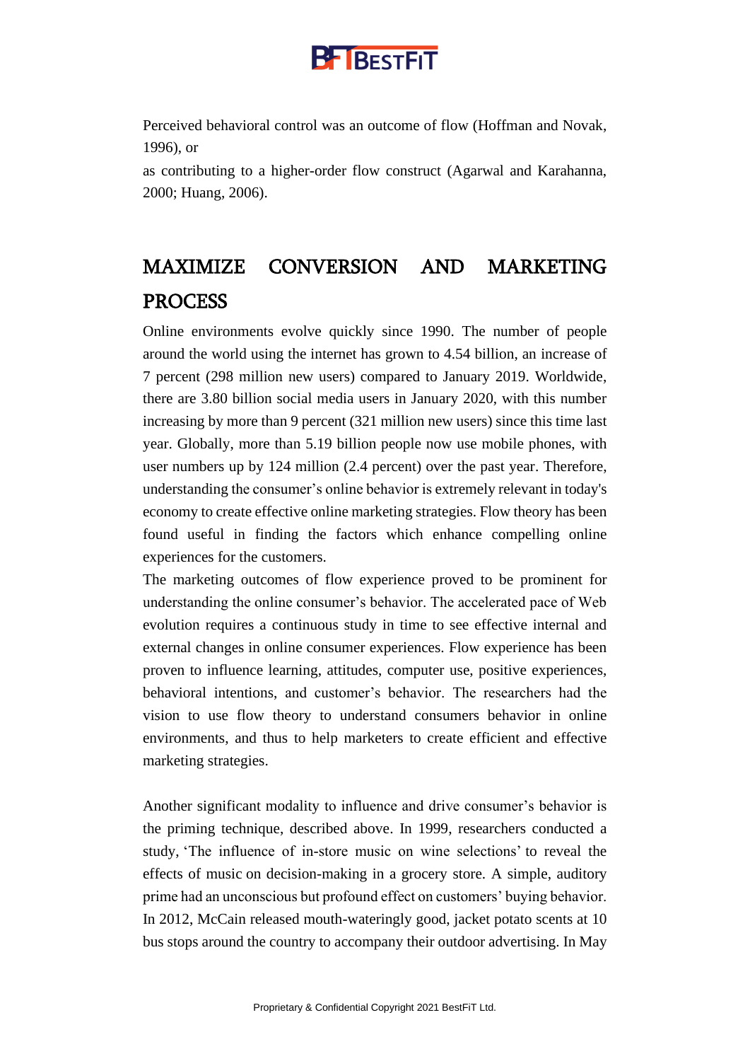Perceived behavioral control was an outcome of flow (Hoffman and Novak, 1996), or
as contributing to a higher-order flow construct (Agarwal and Karahanna, 2000; Huang, 2006).

## MAXIMIZE CONVERSION AND MARKETING PROCESS

Online environments evolve quickly since 1990. The number of people around the world using the internet has grown to 4.54 billion, an increase of 7 percent (298 million new users) compared to January 2019. Worldwide, there are 3.80 billion social media users in January 2020, with this number increasing by more than 9 percent (321 million new users) since this time last year. Globally, more than 5.19 billion people now use mobile phones, with user numbers up by 124 million (2.4 percent) over the past year. Therefore, understanding the consumer's online behavior is extremely relevant in today's economy to create effective online marketing strategies. Flow theory has been found useful in finding the factors which enhance compelling online experiences for the customers.
The marketing outcomes of flow experience proved to be prominent for understanding the online consumer's behavior. The accelerated pace of Web evolution requires a continuous study in time to see effective internal and external changes in online consumer experiences. Flow experience has been proven to influence learning, attitudes, computer use, positive experiences, behavioral intentions, and customer's behavior. The researchers had the vision to use flow theory to understand consumers behavior in online environments, and thus to help marketers to create efficient and effective marketing strategies.

Another significant modality to influence and drive consumer's behavior is the priming technique, described above. In 1999, researchers conducted a study, 'The influence of in-store music on wine selections' to reveal the effects of music on decision-making in a grocery store. A simple, auditory prime had an unconscious but profound effect on customers' buying behavior. In 2012, McCain released mouth-wateringly good, jacket potato scents at 10 bus stops around the country to accompany their outdoor advertising. In May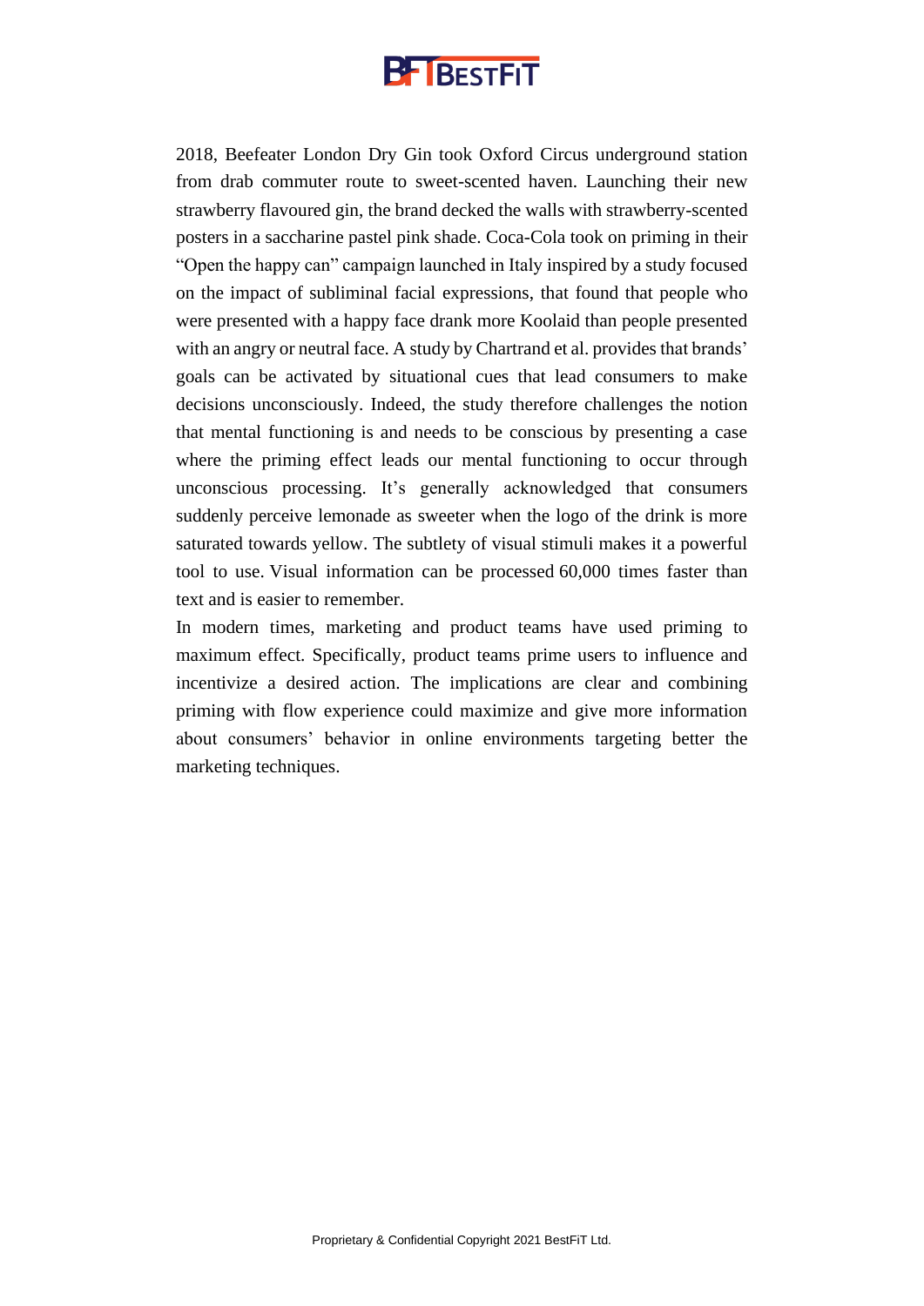2018, Beefeater London Dry Gin took Oxford Circus underground station from drab commuter route to sweet-scented haven. Launching their new strawberry flavoured gin, the brand decked the walls with strawberry-scented posters in a saccharine pastel pink shade. Coca-Cola took on priming in their "Open the happy can" campaign launched in Italy inspired by a study focused on the impact of subliminal facial expressions, that found that people who were presented with a happy face drank more Koolaid than people presented with an angry or neutral face. A study by Chartrand et al. provides that brands' goals can be activated by situational cues that lead consumers to make decisions unconsciously. Indeed, the study therefore challenges the notion that mental functioning is and needs to be conscious by presenting a case where the priming effect leads our mental functioning to occur through unconscious processing. It's generally acknowledged that consumers suddenly perceive lemonade as sweeter when the logo of the drink is more saturated towards yellow. The subtlety of visual stimuli makes it a powerful tool to use. Visual information can be processed 60,000 times faster than text and is easier to remember.

In modern times, marketing and product teams have used priming to maximum effect. Specifically, product teams prime users to influence and incentivize a desired action. The implications are clear and combining priming with flow experience could maximize and give more information about consumers' behavior in online environments targeting better the marketing techniques.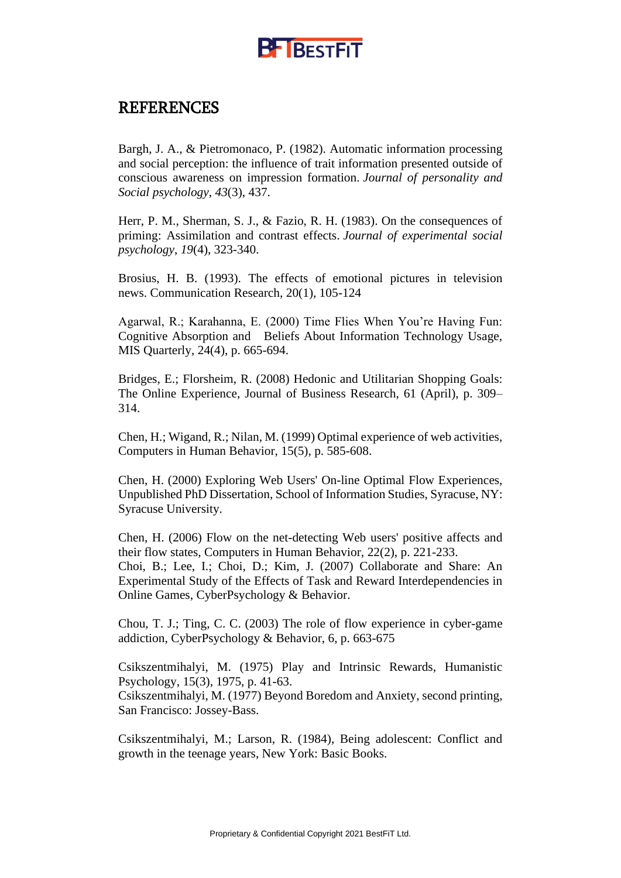## REFERENCES

Bargh, J. A., & Pietromonaco, P. (1982). Automatic information processing and social perception: the influence of trait information presented outside of conscious awareness on impression formation. *Journal of personality and Social psychology*, *43*(3), 437.

Herr, P. M., Sherman, S. J., & Fazio, R. H. (1983). On the consequences of priming: Assimilation and contrast effects. *Journal of experimental social psychology*, *19*(4), 323-340.

Brosius, H. B. (1993). The effects of emotional pictures in television news. Communication Research, 20(1), 105-124

Agarwal, R.; Karahanna, E. (2000) Time Flies When You're Having Fun: Cognitive Absorption and Beliefs About Information Technology Usage, MIS Quarterly, 24(4), p. 665-694.

Bridges, E.; Florsheim, R. (2008) Hedonic and Utilitarian Shopping Goals: The Online Experience, Journal of Business Research, 61 (April), p. 309–314.

Chen, H.; Wigand, R.; Nilan, M. (1999) Optimal experience of web activities, Computers in Human Behavior, 15(5), p. 585-608.

Chen, H. (2000) Exploring Web Users' On-line Optimal Flow Experiences, Unpublished PhD Dissertation, School of Information Studies, Syracuse, NY: Syracuse University.

Chen, H. (2006) Flow on the net-detecting Web users' positive affects and their flow states, Computers in Human Behavior, 22(2), p. 221-233.

Choi, B.; Lee, I.; Choi, D.; Kim, J. (2007) Collaborate and Share: An Experimental Study of the Effects of Task and Reward Interdependencies in Online Games, CyberPsychology & Behavior.

Chou, T. J.; Ting, C. C. (2003) The role of flow experience in cyber-game addiction, CyberPsychology & Behavior, 6, p. 663-675

Csikszentmihalyi, M. (1975) Play and Intrinsic Rewards, Humanistic Psychology, 15(3), 1975, p. 41-63.

Csikszentmihalyi, M. (1977) Beyond Boredom and Anxiety, second printing, San Francisco: Jossey-Bass.

Csikszentmihalyi, M.; Larson, R. (1984), Being adolescent: Conflict and growth in the teenage years, New York: Basic Books.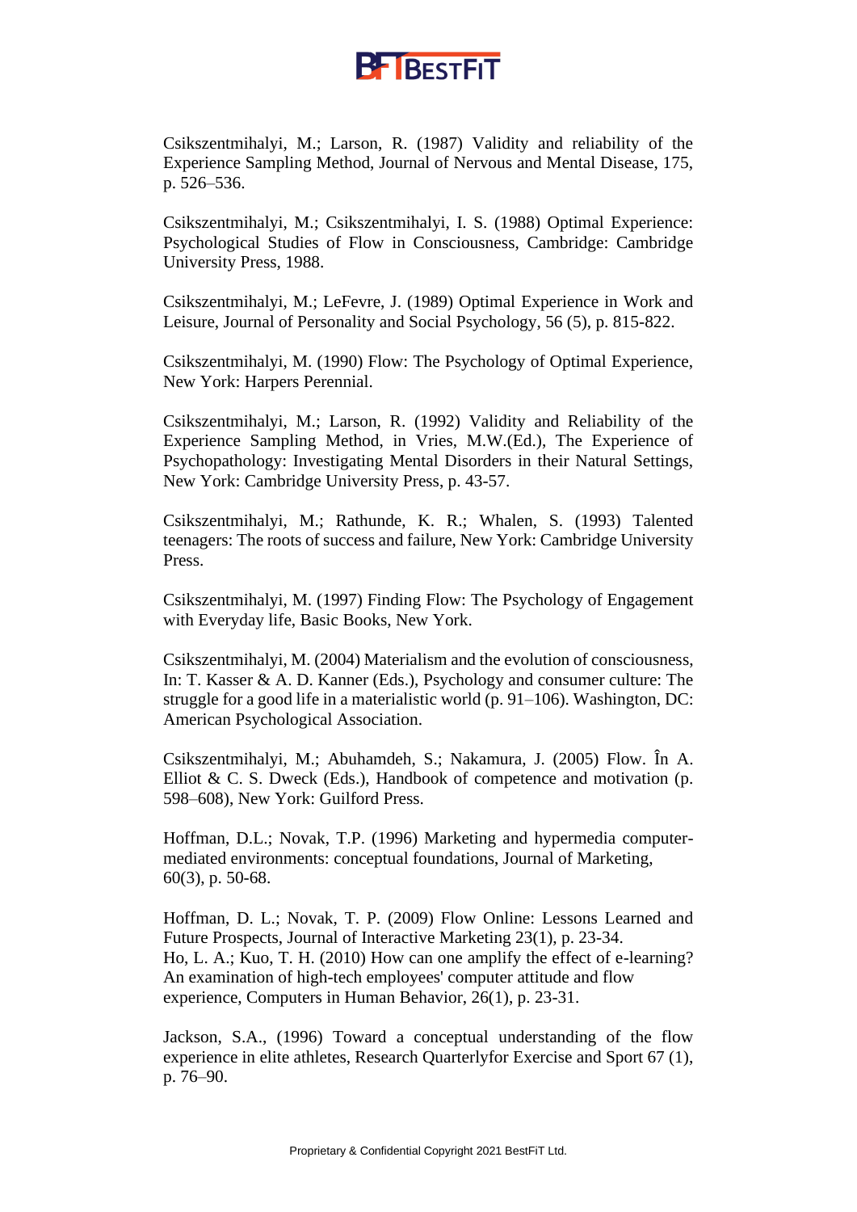Csikszentmihalyi, M.; Larson, R. (1987) Validity and reliability of the Experience Sampling Method, Journal of Nervous and Mental Disease, 175, p. 526–536.

Csikszentmihalyi, M.; Csikszentmihalyi, I. S. (1988) Optimal Experience: Psychological Studies of Flow in Consciousness, Cambridge: Cambridge University Press, 1988.

Csikszentmihalyi, M.; LeFevre, J. (1989) Optimal Experience in Work and Leisure, Journal of Personality and Social Psychology, 56 (5), p. 815-822.

Csikszentmihalyi, M. (1990) Flow: The Psychology of Optimal Experience, New York: Harpers Perennial.

Csikszentmihalyi, M.; Larson, R. (1992) Validity and Reliability of the Experience Sampling Method, in Vries, M.W.(Ed.), The Experience of Psychopathology: Investigating Mental Disorders in their Natural Settings, New York: Cambridge University Press, p. 43-57.

Csikszentmihalyi, M.; Rathunde, K. R.; Whalen, S. (1993) Talented teenagers: The roots of success and failure, New York: Cambridge University Press.

Csikszentmihalyi, M. (1997) Finding Flow: The Psychology of Engagement with Everyday life, Basic Books, New York.

Csikszentmihalyi, M. (2004) Materialism and the evolution of consciousness, In: T. Kasser & A. D. Kanner (Eds.), Psychology and consumer culture: The struggle for a good life in a materialistic world (p. 91–106). Washington, DC: American Psychological Association.

Csikszentmihalyi, M.; Abuhamdeh, S.; Nakamura, J. (2005) Flow. În A. Elliot & C. S. Dweck (Eds.), Handbook of competence and motivation (p. 598–608), New York: Guilford Press.

Hoffman, D.L.; Novak, T.P. (1996) Marketing and hypermedia computer-mediated environments: conceptual foundations, Journal of Marketing, 60(3), p. 50-68.

Hoffman, D. L.; Novak, T. P. (2009) Flow Online: Lessons Learned and Future Prospects, Journal of Interactive Marketing 23(1), p. 23-34.

Ho, L. A.; Kuo, T. H. (2010) How can one amplify the effect of e-learning? An examination of high-tech employees' computer attitude and flow experience, Computers in Human Behavior, 26(1), p. 23-31.

Jackson, S.A., (1996) Toward a conceptual understanding of the flow experience in elite athletes, Research Quarterlyfor Exercise and Sport 67 (1), p. 76–90.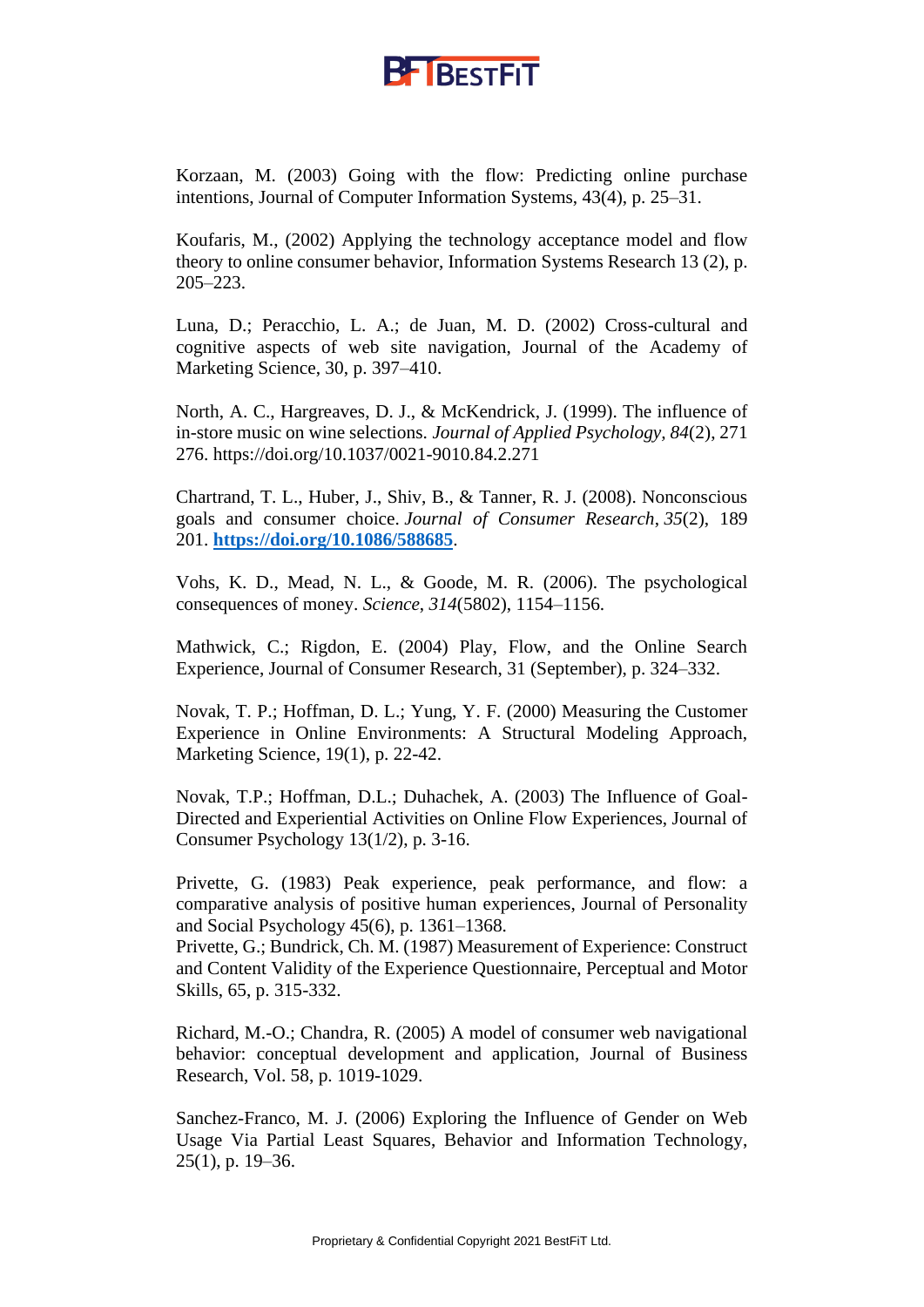Korzaan, M. (2003) Going with the flow: Predicting online purchase intentions, Journal of Computer Information Systems, 43(4), p. 25–31.

Koufaris, M., (2002) Applying the technology acceptance model and flow theory to online consumer behavior, Information Systems Research 13 (2), p. 205–223.

Luna, D.; Peracchio, L. A.; de Juan, M. D. (2002) Cross-cultural and cognitive aspects of web site navigation, Journal of the Academy of Marketing Science, 30, p. 397–410.

North, A. C., Hargreaves, D. J., & McKendrick, J. (1999). The influence of in-store music on wine selections. *Journal of Applied Psychology*, *84*(2), 271 276. https://doi.org/10.1037/0021-9010.84.2.271

Chartrand, T. L., Huber, J., Shiv, B., & Tanner, R. J. (2008). Nonconscious goals and consumer choice. *Journal of Consumer Research*, *35*(2), 189 201. **https://doi.org/10.1086/588685**.

Vohs, K. D., Mead, N. L., & Goode, M. R. (2006). The psychological consequences of money. *Science*, *314*(5802), 1154–1156.

Mathwick, C.; Rigdon, E. (2004) Play, Flow, and the Online Search Experience, Journal of Consumer Research, 31 (September), p. 324–332.

Novak, T. P.; Hoffman, D. L.; Yung, Y. F. (2000) Measuring the Customer Experience in Online Environments: A Structural Modeling Approach, Marketing Science, 19(1), p. 22-42.

Novak, T.P.; Hoffman, D.L.; Duhachek, A. (2003) The Influence of Goal-Directed and Experiential Activities on Online Flow Experiences, Journal of Consumer Psychology 13(1/2), p. 3-16.

Privette, G. (1983) Peak experience, peak performance, and flow: a comparative analysis of positive human experiences, Journal of Personality and Social Psychology 45(6), p. 1361–1368.
Privette, G.; Bundrick, Ch. M. (1987) Measurement of Experience: Construct and Content Validity of the Experience Questionnaire, Perceptual and Motor Skills, 65, p. 315-332.

Richard, M.-O.; Chandra, R. (2005) A model of consumer web navigational behavior: conceptual development and application, Journal of Business Research, Vol. 58, p. 1019-1029.

Sanchez-Franco, M. J. (2006) Exploring the Influence of Gender on Web Usage Via Partial Least Squares, Behavior and Information Technology, 25(1), p. 19–36.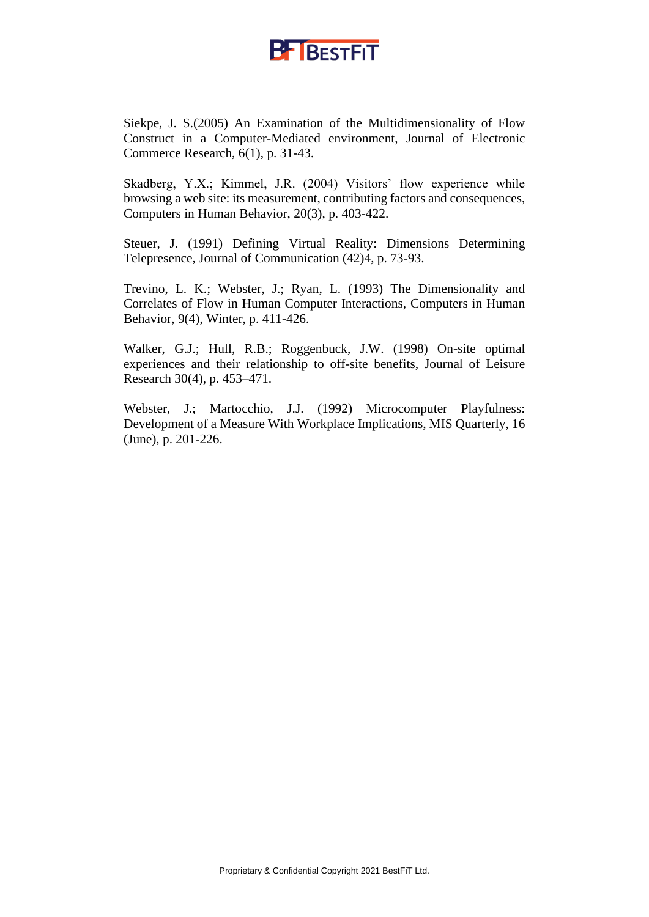Siekpe, J. S.(2005) An Examination of the Multidimensionality of Flow Construct in a Computer-Mediated environment, Journal of Electronic Commerce Research, 6(1), p. 31-43.

Skadberg, Y.X.; Kimmel, J.R. (2004) Visitors' flow experience while browsing a web site: its measurement, contributing factors and consequences, Computers in Human Behavior, 20(3), p. 403-422.

Steuer, J. (1991) Defining Virtual Reality: Dimensions Determining Telepresence, Journal of Communication (42)4, p. 73-93.

Trevino, L. K.; Webster, J.; Ryan, L. (1993) The Dimensionality and Correlates of Flow in Human Computer Interactions, Computers in Human Behavior, 9(4), Winter, p. 411-426.

Walker, G.J.; Hull, R.B.; Roggenbuck, J.W. (1998) On-site optimal experiences and their relationship to off-site benefits, Journal of Leisure Research 30(4), p. 453–471.

Webster, J.; Martocchio, J.J. (1992) Microcomputer Playfulness: Development of a Measure With Workplace Implications, MIS Quarterly, 16 (June), p. 201-226.